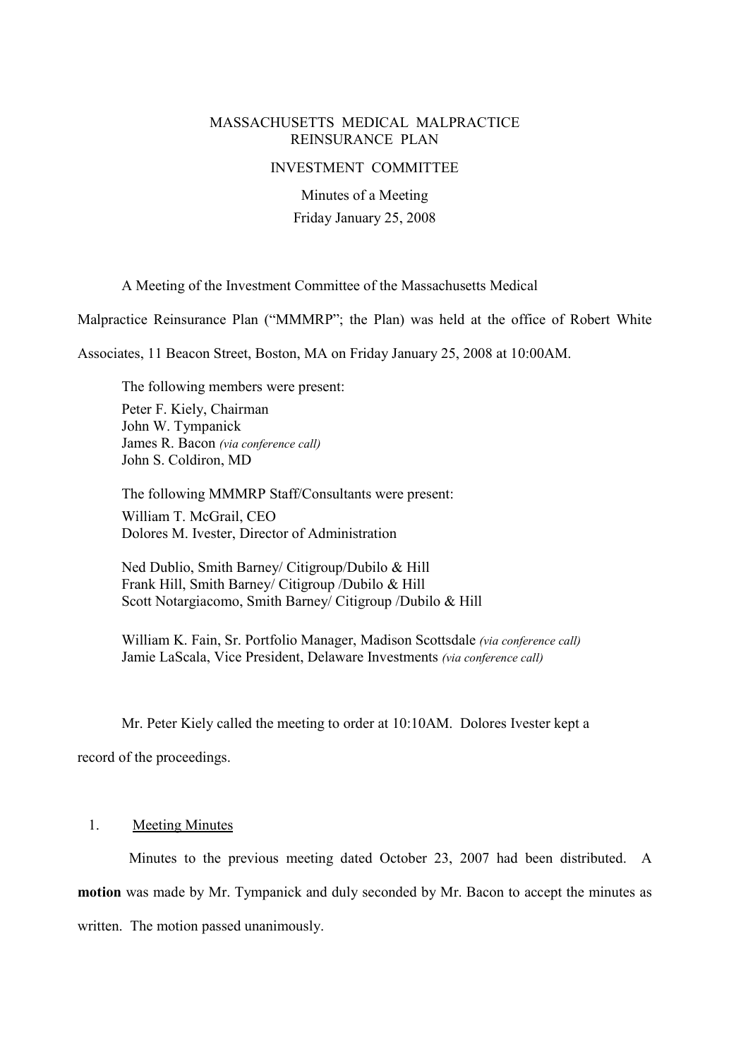# MASSACHUSETTS MEDICAL MALPRACTICE REINSURANCE PLAN

## INVESTMENT COMMITTEE

Minutes of a Meeting

Friday January 25, 2008

A Meeting of the Investment Committee of the Massachusetts Medical Malpractice Reinsurance Plan ("MMMRP"; the Plan) was held at the office of Robert White Associates, 11 Beacon Street, Boston, MA on Friday January 25, 2008 at 10:00AM.

The following members were present:

Peter F. Kiely, Chairman
John W. Tympanick
James R. Bacon *(via conference call)*
John S. Coldiron, MD

The following MMMRP Staff/Consultants were present:

William T. McGrail, CEO
Dolores M. Ivester, Director of Administration

Ned Dublio, Smith Barney/ Citigroup/Dubilo & Hill
Frank Hill, Smith Barney/ Citigroup /Dubilo & Hill
Scott Notargiacomo, Smith Barney/ Citigroup /Dubilo & Hill

William K. Fain, Sr. Portfolio Manager, Madison Scottsdale *(via conference call)*
Jamie LaScala, Vice President, Delaware Investments *(via conference call)*

Mr. Peter Kiely called the meeting to order at 10:10AM. Dolores Ivester kept a record of the proceedings.

1. Meeting Minutes

Minutes to the previous meeting dated October 23, 2007 had been distributed. A **motion** was made by Mr. Tympanick and duly seconded by Mr. Bacon to accept the minutes as written. The motion passed unanimously.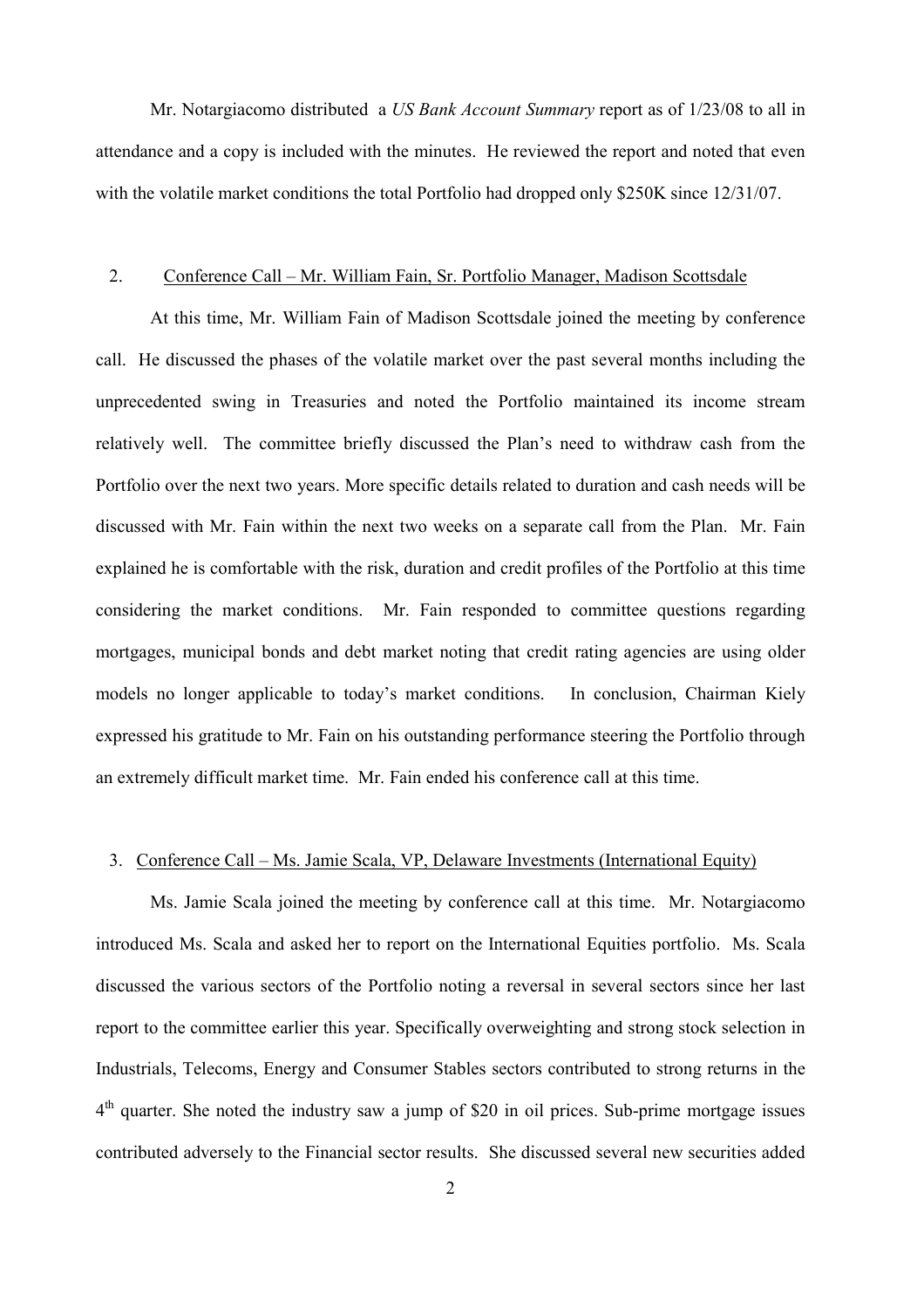Mr. Notargiacomo distributed a *US Bank Account Summary* report as of 1/23/08 to all in attendance and a copy is included with the minutes. He reviewed the report and noted that even with the volatile market conditions the total Portfolio had dropped only $250K since 12/31/07.

2. Conference Call – Mr. William Fain, Sr. Portfolio Manager, Madison Scottsdale

At this time, Mr. William Fain of Madison Scottsdale joined the meeting by conference call. He discussed the phases of the volatile market over the past several months including the unprecedented swing in Treasuries and noted the Portfolio maintained its income stream relatively well. The committee briefly discussed the Plan's need to withdraw cash from the Portfolio over the next two years. More specific details related to duration and cash needs will be discussed with Mr. Fain within the next two weeks on a separate call from the Plan. Mr. Fain explained he is comfortable with the risk, duration and credit profiles of the Portfolio at this time considering the market conditions. Mr. Fain responded to committee questions regarding mortgages, municipal bonds and debt market noting that credit rating agencies are using older models no longer applicable to today's market conditions. In conclusion, Chairman Kiely expressed his gratitude to Mr. Fain on his outstanding performance steering the Portfolio through an extremely difficult market time. Mr. Fain ended his conference call at this time.

3. Conference Call – Ms. Jamie Scala, VP, Delaware Investments (International Equity)

Ms. Jamie Scala joined the meeting by conference call at this time. Mr. Notargiacomo introduced Ms. Scala and asked her to report on the International Equities portfolio. Ms. Scala discussed the various sectors of the Portfolio noting a reversal in several sectors since her last report to the committee earlier this year. Specifically overweighting and strong stock selection in Industrials, Telecoms, Energy and Consumer Stables sectors contributed to strong returns in the 4th quarter. She noted the industry saw a jump of $20 in oil prices. Sub-prime mortgage issues contributed adversely to the Financial sector results. She discussed several new securities added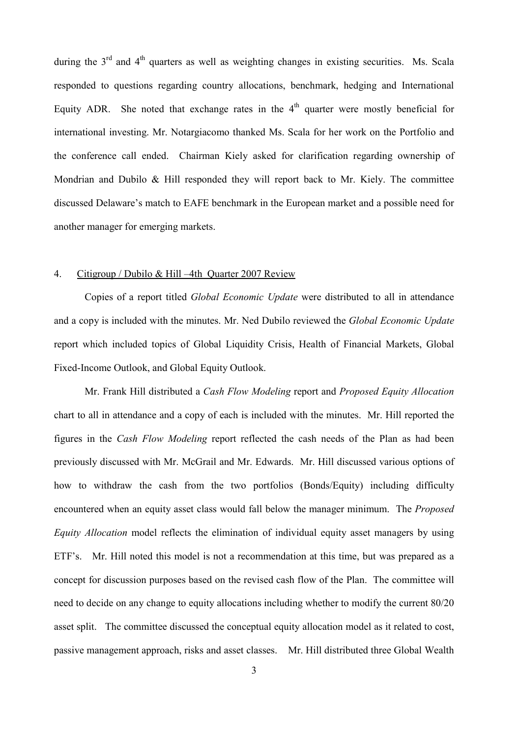during the 3rd and 4th quarters as well as weighting changes in existing securities. Ms. Scala responded to questions regarding country allocations, benchmark, hedging and International Equity ADR. She noted that exchange rates in the 4th quarter were mostly beneficial for international investing. Mr. Notargiacomo thanked Ms. Scala for her work on the Portfolio and the conference call ended. Chairman Kiely asked for clarification regarding ownership of Mondrian and Dubilo & Hill responded they will report back to Mr. Kiely. The committee discussed Delaware's match to EAFE benchmark in the European market and a possible need for another manager for emerging markets.

4. Citigroup / Dubilo & Hill –4th Quarter 2007 Review

Copies of a report titled *Global Economic Update* were distributed to all in attendance and a copy is included with the minutes. Mr. Ned Dubilo reviewed the *Global Economic Update* report which included topics of Global Liquidity Crisis, Health of Financial Markets, Global Fixed-Income Outlook, and Global Equity Outlook.

Mr. Frank Hill distributed a *Cash Flow Modeling* report and *Proposed Equity Allocation* chart to all in attendance and a copy of each is included with the minutes. Mr. Hill reported the figures in the *Cash Flow Modeling* report reflected the cash needs of the Plan as had been previously discussed with Mr. McGrail and Mr. Edwards. Mr. Hill discussed various options of how to withdraw the cash from the two portfolios (Bonds/Equity) including difficulty encountered when an equity asset class would fall below the manager minimum. The *Proposed Equity Allocation* model reflects the elimination of individual equity asset managers by using ETF's. Mr. Hill noted this model is not a recommendation at this time, but was prepared as a concept for discussion purposes based on the revised cash flow of the Plan. The committee will need to decide on any change to equity allocations including whether to modify the current 80/20 asset split. The committee discussed the conceptual equity allocation model as it related to cost, passive management approach, risks and asset classes. Mr. Hill distributed three Global Wealth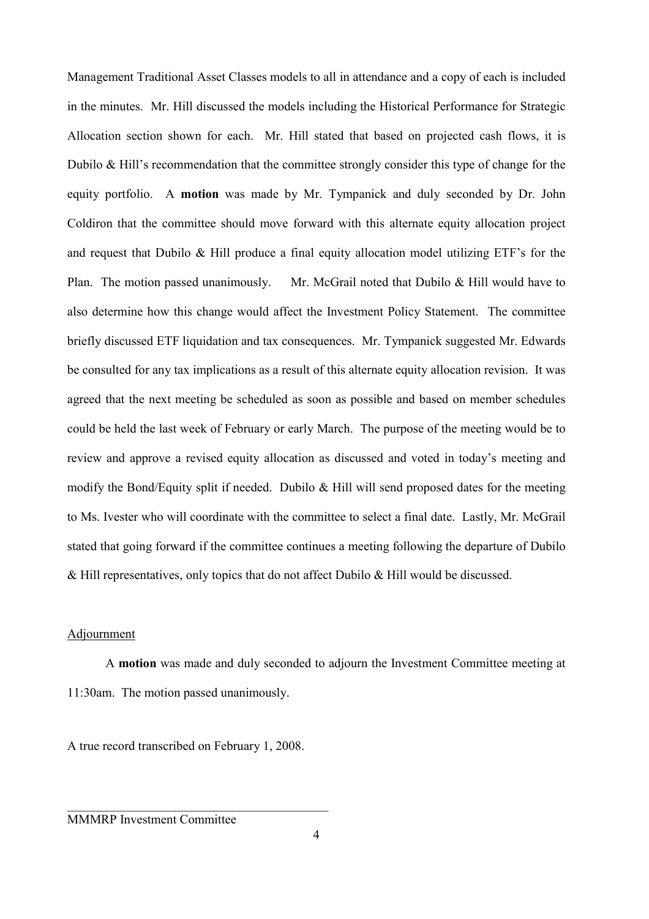Management Traditional Asset Classes models to all in attendance and a copy of each is included in the minutes. Mr. Hill discussed the models including the Historical Performance for Strategic Allocation section shown for each. Mr. Hill stated that based on projected cash flows, it is Dubilo & Hill's recommendation that the committee strongly consider this type of change for the equity portfolio. A **motion** was made by Mr. Tympanick and duly seconded by Dr. John Coldiron that the committee should move forward with this alternate equity allocation project and request that Dubilo & Hill produce a final equity allocation model utilizing ETF's for the Plan. The motion passed unanimously. Mr. McGrail noted that Dubilo & Hill would have to also determine how this change would affect the Investment Policy Statement. The committee briefly discussed ETF liquidation and tax consequences. Mr. Tympanick suggested Mr. Edwards be consulted for any tax implications as a result of this alternate equity allocation revision. It was agreed that the next meeting be scheduled as soon as possible and based on member schedules could be held the last week of February or early March. The purpose of the meeting would be to review and approve a revised equity allocation as discussed and voted in today's meeting and modify the Bond/Equity split if needed. Dubilo & Hill will send proposed dates for the meeting to Ms. Ivester who will coordinate with the committee to select a final date. Lastly, Mr. McGrail stated that going forward if the committee continues a meeting following the departure of Dubilo & Hill representatives, only topics that do not affect Dubilo & Hill would be discussed.

Adjournment

A **motion** was made and duly seconded to adjourn the Investment Committee meeting at 11:30am. The motion passed unanimously.

A true record transcribed on February 1, 2008.

\_\_\_\_\_\_\_\_\_\_\_\_\_\_\_\_\_\_\_\_\_\_\_\_\_\_\_\_\_\_\_\_\_\_\_\_\_\_\_\_\_\_

MMMRP Investment Committee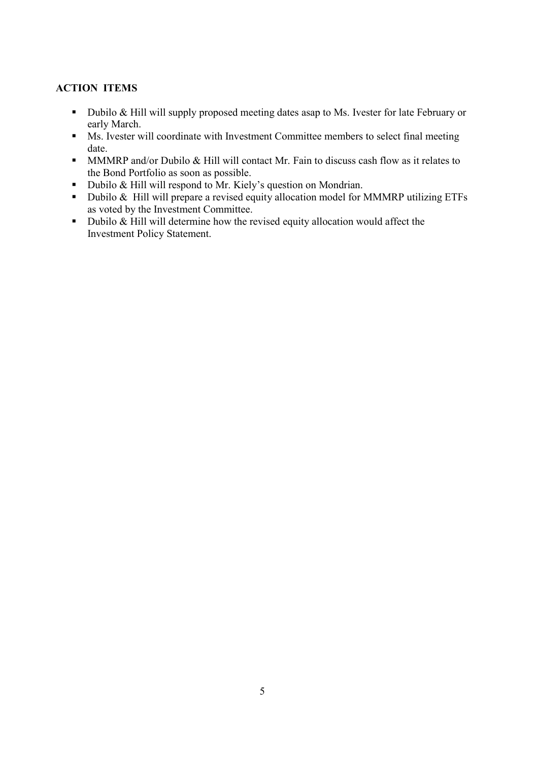**ACTION ITEMS**

- Dubilo & Hill will supply proposed meeting dates asap to Ms. Ivester for late February or early March.
- Ms. Ivester will coordinate with Investment Committee members to select final meeting date.
- MMMRP and/or Dubilo & Hill will contact Mr. Fain to discuss cash flow as it relates to the Bond Portfolio as soon as possible.
- Dubilo & Hill will respond to Mr. Kiely's question on Mondrian.
- Dubilo & Hill will prepare a revised equity allocation model for MMMRP utilizing ETFs as voted by the Investment Committee.
- Dubilo & Hill will determine how the revised equity allocation would affect the Investment Policy Statement.